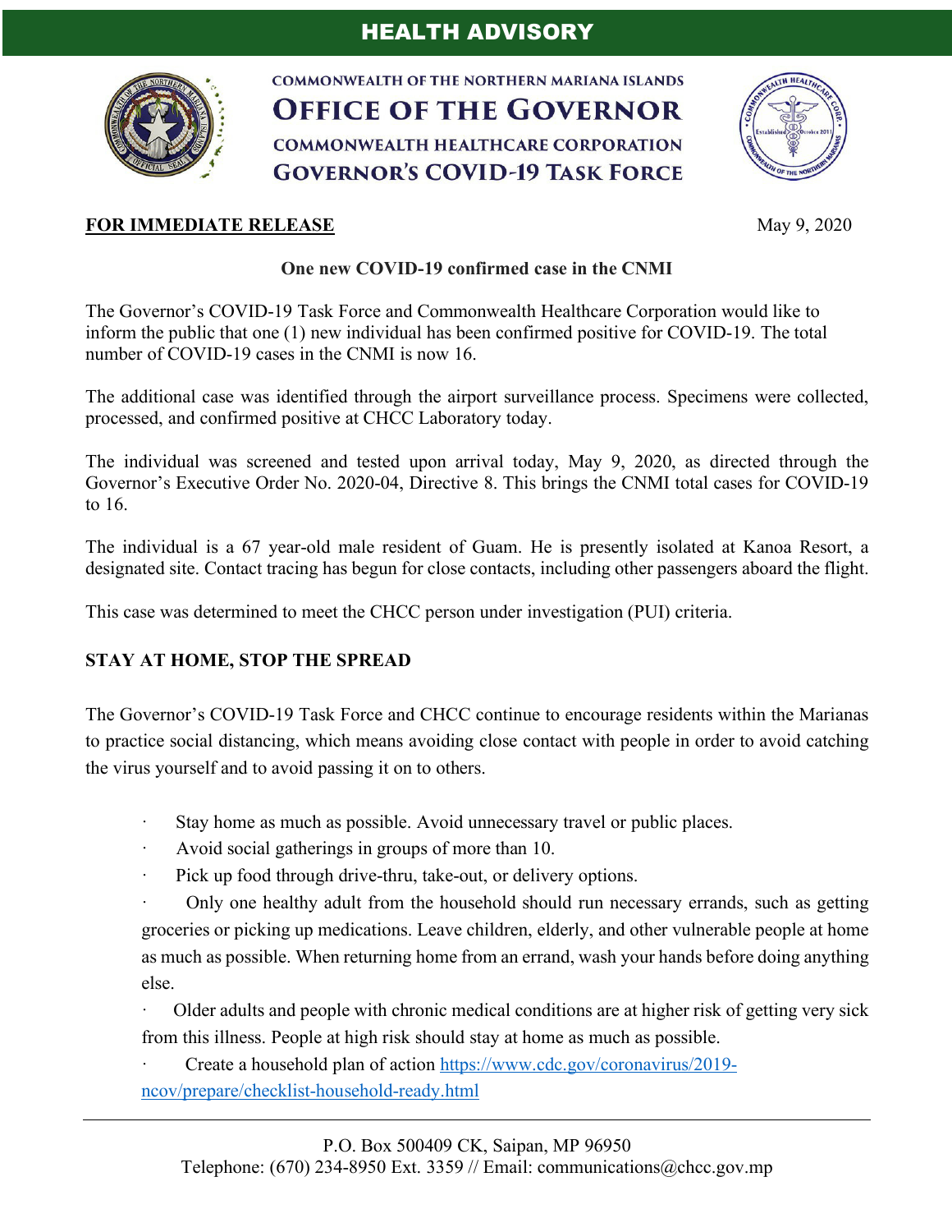# HEALTH ADVISORY

COMMONWEALTH OF THE NORTHERN MARIANA ISLANDS
**OFFICE OF THE GOVERNOR**
COMMONWEALTH HEALTHCARE CORPORATION
**GOVERNOR'S COVID-19 TASK FORCE**

**FOR IMMEDIATE RELEASE** May 9, 2020

**One new COVID-19 confirmed case in the CNMI**

The Governor's COVID-19 Task Force and Commonwealth Healthcare Corporation would like to inform the public that one (1) new individual has been confirmed positive for COVID-19. The total number of COVID-19 cases in the CNMI is now 16.

The additional case was identified through the airport surveillance process. Specimens were collected, processed, and confirmed positive at CHCC Laboratory today.

The individual was screened and tested upon arrival today, May 9, 2020, as directed through the Governor's Executive Order No. 2020-04, Directive 8. This brings the CNMI total cases for COVID-19 to 16.

The individual is a 67 year-old male resident of Guam. He is presently isolated at Kanoa Resort, a designated site. Contact tracing has begun for close contacts, including other passengers aboard the flight.

This case was determined to meet the CHCC person under investigation (PUI) criteria.

**STAY AT HOME, STOP THE SPREAD**

The Governor's COVID-19 Task Force and CHCC continue to encourage residents within the Marianas to practice social distancing, which means avoiding close contact with people in order to avoid catching the virus yourself and to avoid passing it on to others.

- Stay home as much as possible. Avoid unnecessary travel or public places.
- Avoid social gatherings in groups of more than 10.
- Pick up food through drive-thru, take-out, or delivery options.
- Only one healthy adult from the household should run necessary errands, such as getting groceries or picking up medications. Leave children, elderly, and other vulnerable people at home as much as possible. When returning home from an errand, wash your hands before doing anything else.
- Older adults and people with chronic medical conditions are at higher risk of getting very sick from this illness. People at high risk should stay at home as much as possible.
- Create a household plan of action https://www.cdc.gov/coronavirus/2019-ncov/prepare/checklist-household-ready.html

P.O. Box 500409 CK, Saipan, MP 96950
Telephone: (670) 234-8950 Ext. 3359 // Email: communications@chcc.gov.mp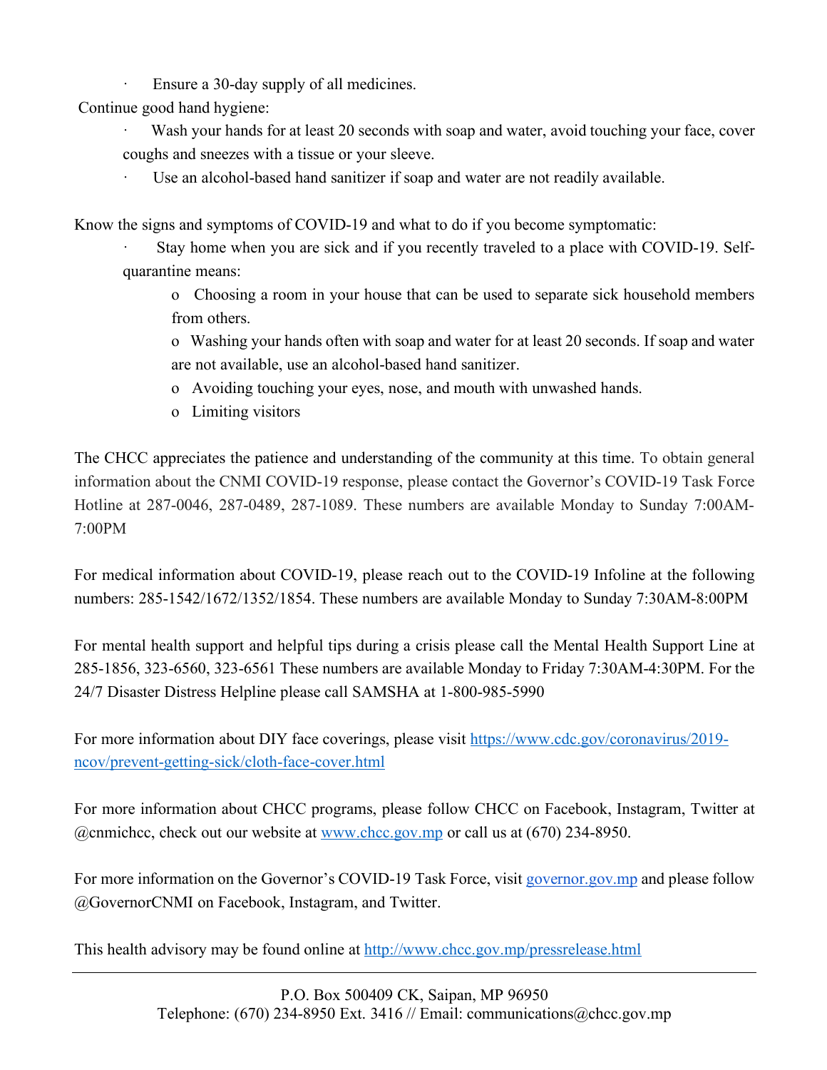- Ensure a 30-day supply of all medicines.

Continue good hand hygiene:

- Wash your hands for at least 20 seconds with soap and water, avoid touching your face, cover coughs and sneezes with a tissue or your sleeve.
- Use an alcohol-based hand sanitizer if soap and water are not readily available.

Know the signs and symptoms of COVID-19 and what to do if you become symptomatic:

- Stay home when you are sick and if you recently traveled to a place with COVID-19. Self-quarantine means:
  - Choosing a room in your house that can be used to separate sick household members from others.
  - Washing your hands often with soap and water for at least 20 seconds. If soap and water are not available, use an alcohol-based hand sanitizer.
  - Avoiding touching your eyes, nose, and mouth with unwashed hands.
  - Limiting visitors

The CHCC appreciates the patience and understanding of the community at this time. To obtain general information about the CNMI COVID-19 response, please contact the Governor's COVID-19 Task Force Hotline at 287-0046, 287-0489, 287-1089. These numbers are available Monday to Sunday 7:00AM-7:00PM

For medical information about COVID-19, please reach out to the COVID-19 Infoline at the following numbers: 285-1542/1672/1352/1854. These numbers are available Monday to Sunday 7:30AM-8:00PM

For mental health support and helpful tips during a crisis please call the Mental Health Support Line at 285-1856, 323-6560, 323-6561 These numbers are available Monday to Friday 7:30AM-4:30PM. For the 24/7 Disaster Distress Helpline please call SAMSHA at 1-800-985-5990

For more information about DIY face coverings, please visit [https://www.cdc.gov/coronavirus/2019-ncov/prevent-getting-sick/cloth-face-cover.html](https://www.cdc.gov/coronavirus/2019-ncov/prevent-getting-sick/cloth-face-cover.html)

For more information about CHCC programs, please follow CHCC on Facebook, Instagram, Twitter at @cnmichcc, check out our website at [www.chcc.gov.mp](www.chcc.gov.mp) or call us at (670) 234-8950.

For more information on the Governor's COVID-19 Task Force, visit [governor.gov.mp](governor.gov.mp) and please follow @GovernorCNMI on Facebook, Instagram, and Twitter.

This health advisory may be found online at [http://www.chcc.gov.mp/pressrelease.html](http://www.chcc.gov.mp/pressrelease.html)

---

P.O. Box 500409 CK, Saipan, MP 96950
Telephone: (670) 234-8950 Ext. 3416 // Email: communications@chcc.gov.mp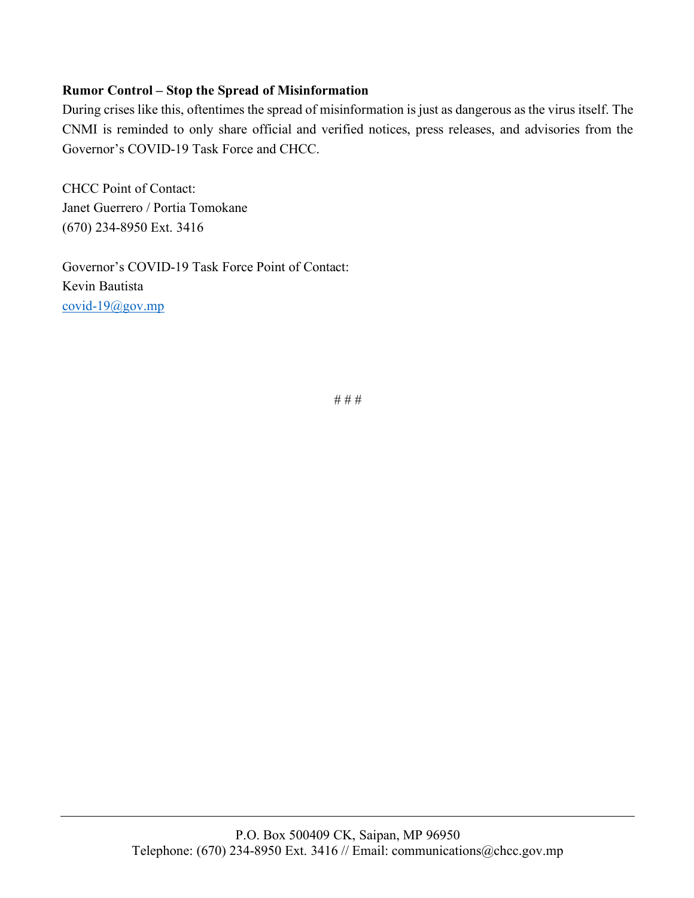**Rumor Control – Stop the Spread of Misinformation**

During crises like this, oftentimes the spread of misinformation is just as dangerous as the virus itself. The CNMI is reminded to only share official and verified notices, press releases, and advisories from the Governor's COVID-19 Task Force and CHCC.

CHCC Point of Contact:
Janet Guerrero / Portia Tomokane
(670) 234-8950 Ext. 3416

Governor's COVID-19 Task Force Point of Contact:
Kevin Bautista
covid-19@gov.mp

# # #

P.O. Box 500409 CK, Saipan, MP 96950
Telephone: (670) 234-8950 Ext. 3416 // Email: communications@chcc.gov.mp